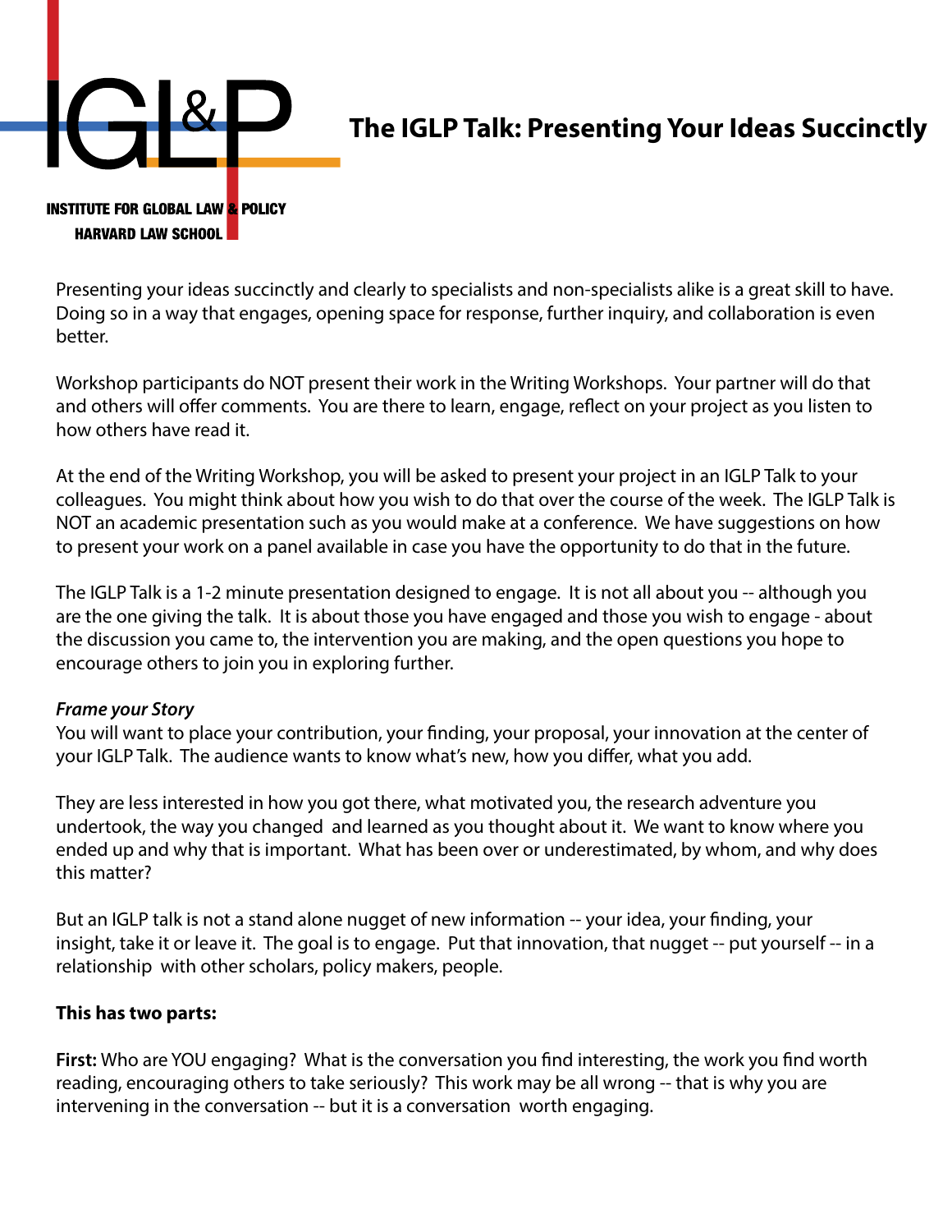INSTITUTE FOR GLOBAL LAW & POLICY
HARVARD LAW SCHOOL

# The IGLP Talk: Presenting Your Ideas Succinctly

Presenting your ideas succinctly and clearly to specialists and non-specialists alike is a great skill to have. Doing so in a way that engages, opening space for response, further inquiry, and collaboration is even better.

Workshop participants do NOT present their work in the Writing Workshops. Your partner will do that and others will offer comments. You are there to learn, engage, reflect on your project as you listen to how others have read it.

At the end of the Writing Workshop, you will be asked to present your project in an IGLP Talk to your colleagues. You might think about how you wish to do that over the course of the week. The IGLP Talk is NOT an academic presentation such as you would make at a conference. We have suggestions on how to present your work on a panel available in case you have the opportunity to do that in the future.

The IGLP Talk is a 1-2 minute presentation designed to engage. It is not all about you -- although you are the one giving the talk. It is about those you have engaged and those you wish to engage - about the discussion you came to, the intervention you are making, and the open questions you hope to encourage others to join you in exploring further.

***Frame your Story***

You will want to place your contribution, your finding, your proposal, your innovation at the center of your IGLP Talk. The audience wants to know what's new, how you differ, what you add.

They are less interested in how you got there, what motivated you, the research adventure you undertook, the way you changed and learned as you thought about it. We want to know where you ended up and why that is important. What has been over or underestimated, by whom, and why does this matter?

But an IGLP talk is not a stand alone nugget of new information -- your idea, your finding, your insight, take it or leave it. The goal is to engage. Put that innovation, that nugget -- put yourself -- in a relationship with other scholars, policy makers, people.

**This has two parts:**

**First:** Who are YOU engaging? What is the conversation you find interesting, the work you find worth reading, encouraging others to take seriously? This work may be all wrong -- that is why you are intervening in the conversation -- but it is a conversation worth engaging.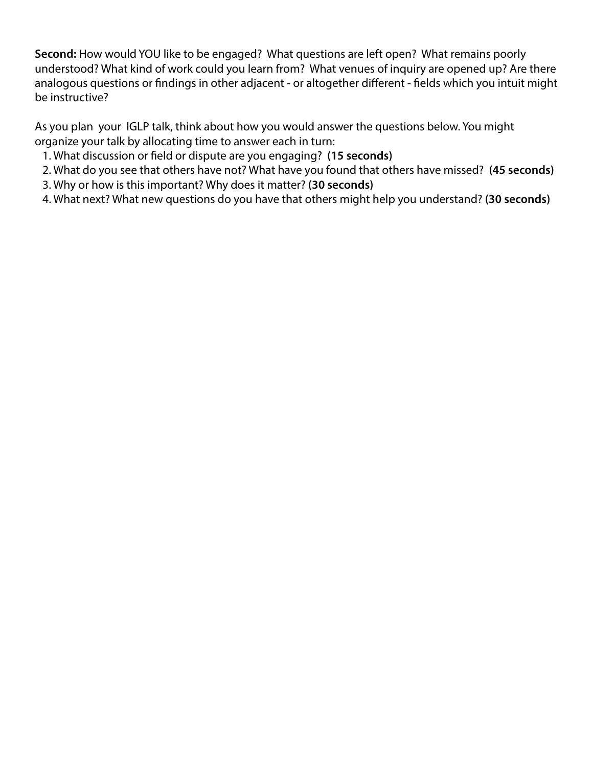**Second:** How would YOU like to be engaged? What questions are left open? What remains poorly understood? What kind of work could you learn from? What venues of inquiry are opened up? Are there analogous questions or findings in other adjacent - or altogether different - fields which you intuit might be instructive?

As you plan your IGLP talk, think about how you would answer the questions below. You might organize your talk by allocating time to answer each in turn:

1. What discussion or field or dispute are you engaging? **(15 seconds)**
2. What do you see that others have not? What have you found that others have missed? **(45 seconds)**
3. Why or how is this important? Why does it matter? **(30 seconds)**
4. What next? What new questions do you have that others might help you understand? **(30 seconds)**